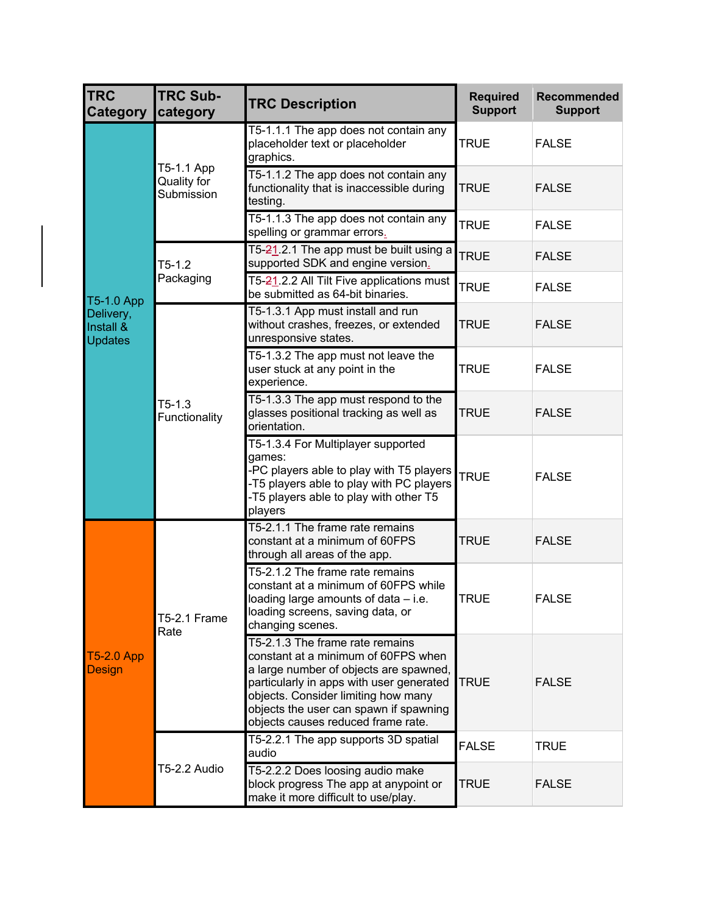| TRC Category | TRC Sub-category | TRC Description | Required Support | Recommended Support |
|---|---|---|---|---|
| T5-1.0 App Delivery, Install & Updates | T5-1.1 App Quality for Submission | T5-1.1.1 The app does not contain any placeholder text or placeholder graphics. | TRUE | FALSE |
| | | T5-1.1.2 The app does not contain any functionality that is inaccessible during testing. | TRUE | FALSE |
| | | T5-1.1.3 The app does not contain any spelling or grammar errors. | TRUE | FALSE |
| | T5-1.2 Packaging | T5-21.2.1 The app must be built using a supported SDK and engine version. | TRUE | FALSE |
| | | T5-21.2.2 All Tilt Five applications must be submitted as 64-bit binaries. | TRUE | FALSE |
| | T5-1.3 Functionality | T5-1.3.1 App must install and run without crashes, freezes, or extended unresponsive states. | TRUE | FALSE |
| | | T5-1.3.2 The app must not leave the user stuck at any point in the experience. | TRUE | FALSE |
| | | T5-1.3.3 The app must respond to the glasses positional tracking as well as orientation. | TRUE | FALSE |
| | | T5-1.3.4 For Multiplayer supported games:<br>-PC players able to play with T5 players<br>-T5 players able to play with PC players<br>-T5 players able to play with other T5 players | TRUE | FALSE |
| T5-2.0 App Design | T5-2.1 Frame Rate | T5-2.1.1 The frame rate remains constant at a minimum of 60FPS through all areas of the app. | TRUE | FALSE |
| | | T5-2.1.2 The frame rate remains constant at a minimum of 60FPS while loading large amounts of data – i.e. loading screens, saving data, or changing scenes. | TRUE | FALSE |
| | | T5-2.1.3 The frame rate remains constant at a minimum of 60FPS when a large number of objects are spawned, particularly in apps with user generated objects. Consider limiting how many objects the user can spawn if spawning objects causes reduced frame rate. | TRUE | FALSE |
| | T5-2.2 Audio | T5-2.2.1 The app supports 3D spatial audio | FALSE | TRUE |
| | | T5-2.2.2 Does loosing audio make block progress The app at anypoint or make it more difficult to use/play. | TRUE | FALSE |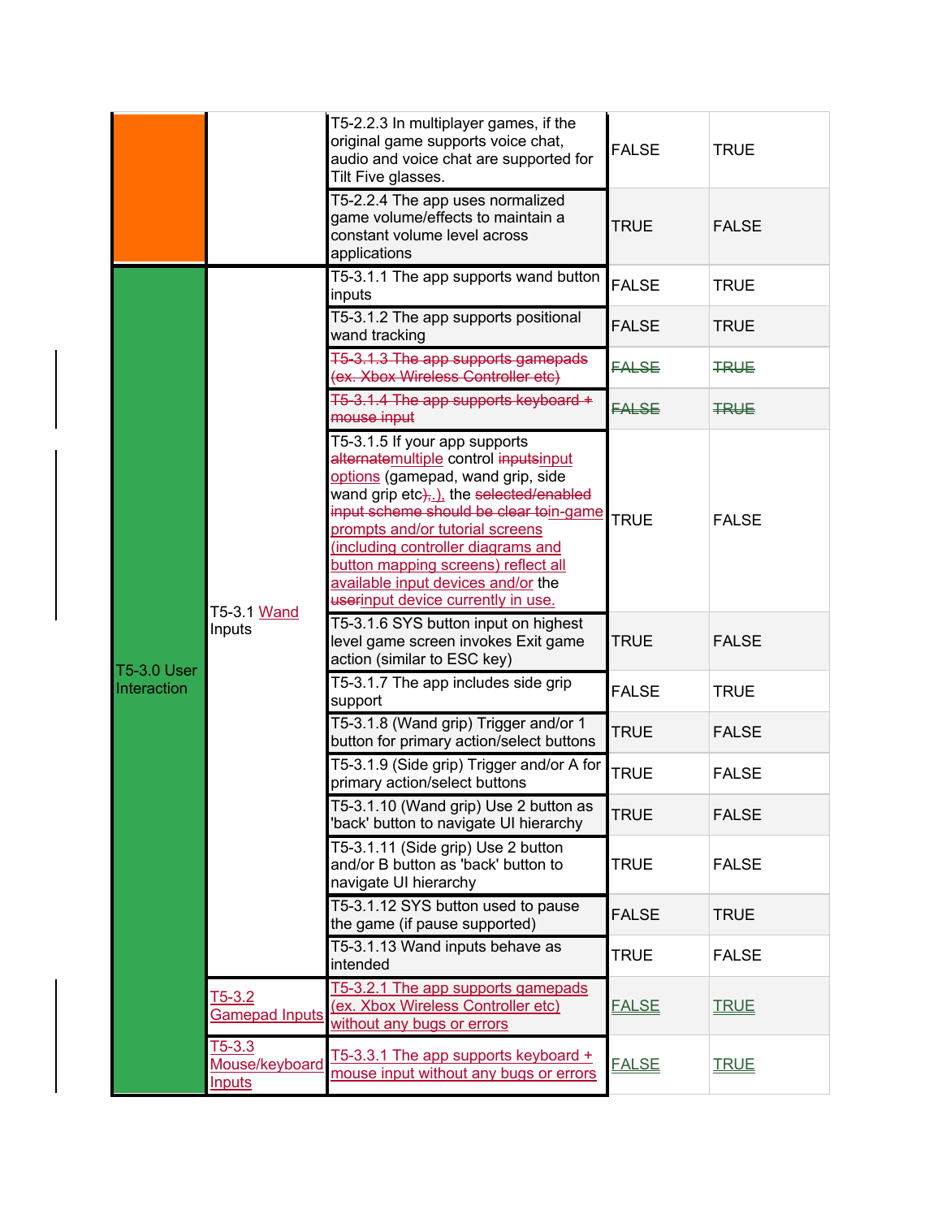| | | | | |
|---|---|---|---|---|
| | | T5-2.2.3 In multiplayer games, if the original game supports voice chat, audio and voice chat are supported for Tilt Five glasses. | FALSE | TRUE |
| | | T5-2.2.4 The app uses normalized game volume/effects to maintain a constant volume level across applications | TRUE | FALSE |
| T5-3.0 User Interaction | T5-3.1 Wand Inputs | T5-3.1.1 The app supports wand button inputs | FALSE | TRUE |
| | | T5-3.1.2 The app supports positional wand tracking | FALSE | TRUE |
| | | ~~T5-3.1.3 The app supports gamepads (ex. Xbox Wireless Controller etc)~~ | ~~FALSE~~ | ~~TRUE~~ |
| | | ~~T5-3.1.4 The app supports keyboard + mouse input~~ | ~~FALSE~~ | ~~TRUE~~ |
| | | T5-3.1.5 If your app supports ~~alternate~~multiple control ~~inputs~~input options (gamepad, wand grip, side wand grip etc~~),~~.), the ~~selected/enabled input scheme should be clear to~~in-game prompts and/or tutorial screens (including controller diagrams and button mapping screens) reflect all available input devices and/or the ~~user~~input device currently in use. | TRUE | FALSE |
| | | T5-3.1.6 SYS button input on highest level game screen invokes Exit game action (similar to ESC key) | TRUE | FALSE |
| | | T5-3.1.7 The app includes side grip support | FALSE | TRUE |
| | | T5-3.1.8 (Wand grip) Trigger and/or 1 button for primary action/select buttons | TRUE | FALSE |
| | | T5-3.1.9 (Side grip) Trigger and/or A for primary action/select buttons | TRUE | FALSE |
| | | T5-3.1.10 (Wand grip) Use 2 button as 'back' button to navigate UI hierarchy | TRUE | FALSE |
| | | T5-3.1.11 (Side grip) Use 2 button and/or B button as 'back' button to navigate UI hierarchy | TRUE | FALSE |
| | | T5-3.1.12 SYS button used to pause the game (if pause supported) | FALSE | TRUE |
| | | T5-3.1.13 Wand inputs behave as intended | TRUE | FALSE |
| | T5-3.2 Gamepad Inputs | T5-3.2.1 The app supports gamepads (ex. Xbox Wireless Controller etc) without any bugs or errors | FALSE | TRUE |
| | T5-3.3 Mouse/keyboard Inputs | T5-3.3.1 The app supports keyboard + mouse input without any bugs or errors | FALSE | TRUE |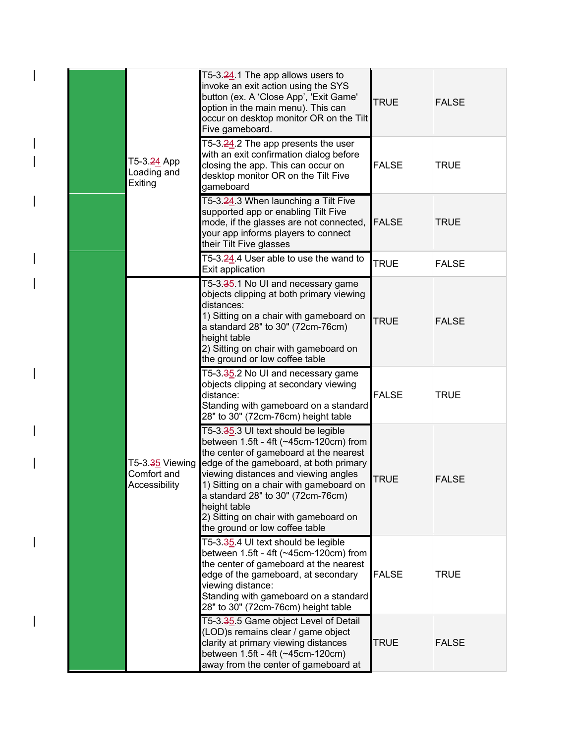| | | | | |
|---|---|---|---|---|
| | T5-3.~~2~~4 App Loading and Exiting | T5-3.~~2~~4.1 The app allows users to invoke an exit action using the SYS button (ex. A 'Close App', 'Exit Game' option in the main menu). This can occur on desktop monitor OR on the Tilt Five gameboard. | TRUE | FALSE |
| | | T5-3.~~2~~4.2 The app presents the user with an exit confirmation dialog before closing the app. This can occur on desktop monitor OR on the Tilt Five gameboard | FALSE | TRUE |
| | | T5-3.~~2~~4.3 When launching a Tilt Five supported app or enabling Tilt Five mode, if the glasses are not connected, your app informs players to connect their Tilt Five glasses | FALSE | TRUE |
| | | T5-3.~~2~~4.4 User able to use the wand to Exit application | TRUE | FALSE |
| | T5-3.~~3~~5 Viewing Comfort and Accessibility | T5-3.~~3~~5.1 No UI and necessary game objects clipping at both primary viewing distances:<br>1) Sitting on a chair with gameboard on a standard 28" to 30" (72cm-76cm) height table<br>2) Sitting on chair with gameboard on the ground or low coffee table | TRUE | FALSE |
| | | T5-3.~~3~~5.2 No UI and necessary game objects clipping at secondary viewing distance:<br>Standing with gameboard on a standard 28" to 30" (72cm-76cm) height table | FALSE | TRUE |
| | | T5-3.~~3~~5.3 UI text should be legible between 1.5ft - 4ft (~45cm-120cm) from the center of gameboard at the nearest edge of the gameboard, at both primary viewing distances and viewing angles<br>1) Sitting on a chair with gameboard on a standard 28" to 30" (72cm-76cm) height table<br>2) Sitting on chair with gameboard on the ground or low coffee table | TRUE | FALSE |
| | | T5-3.~~3~~5.4 UI text should be legible between 1.5ft - 4ft (~45cm-120cm) from the center of gameboard at the nearest edge of the gameboard, at secondary viewing distance:<br>Standing with gameboard on a standard 28" to 30" (72cm-76cm) height table | FALSE | TRUE |
| | | T5-3.~~3~~5.5 Game object Level of Detail (LOD)s remains clear / game object clarity at primary viewing distances between 1.5ft - 4ft (~45cm-120cm) away from the center of gameboard at | TRUE | FALSE |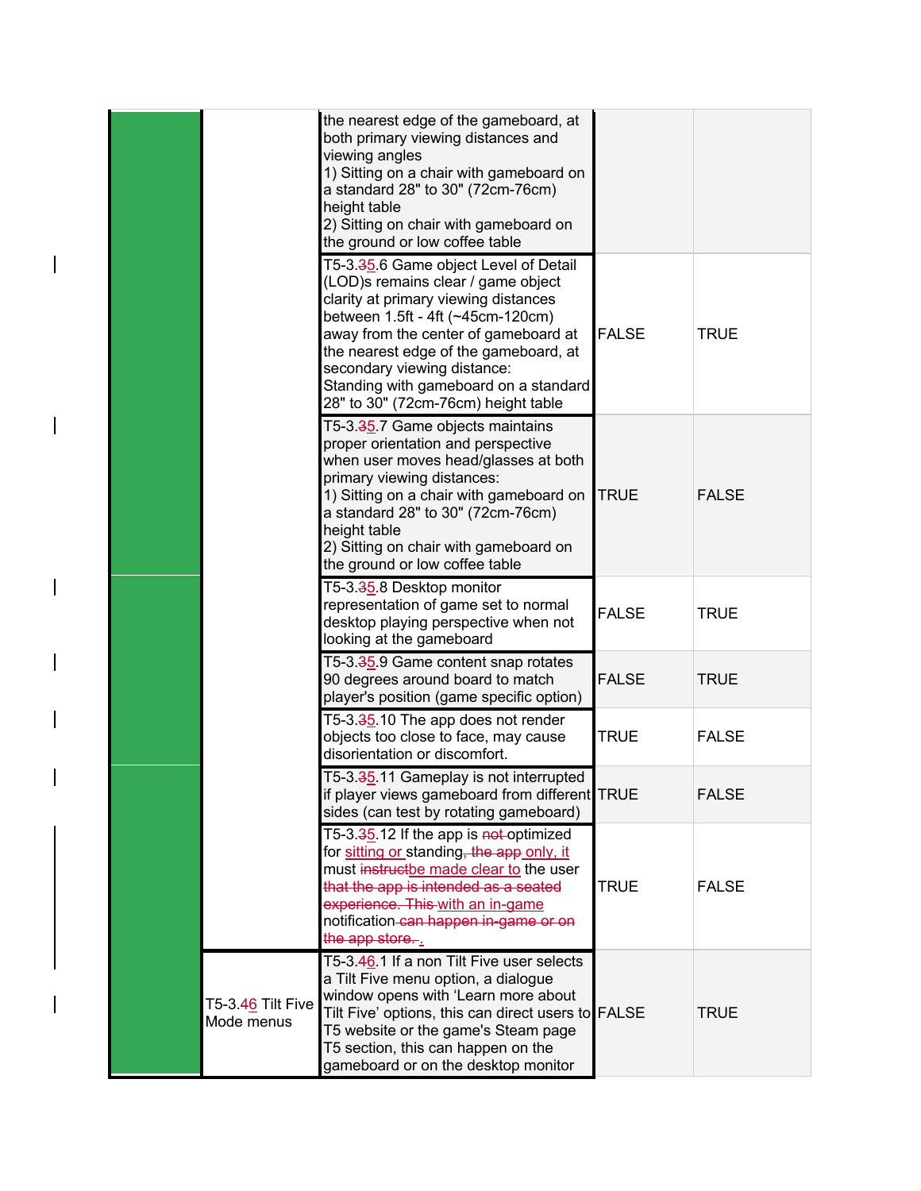| | | | | |
|---|---|---|---|---|
| | | the nearest edge of the gameboard, at both primary viewing distances and viewing angles<br>1) Sitting on a chair with gameboard on a standard 28" to 30" (72cm-76cm) height table<br>2) Sitting on chair with gameboard on the ground or low coffee table | | |
| | | T5-3.~~3~~5.6 Game object Level of Detail (LOD)s remains clear / game object clarity at primary viewing distances between 1.5ft - 4ft (~45cm-120cm) away from the center of gameboard at the nearest edge of the gameboard, at secondary viewing distance: Standing with gameboard on a standard 28" to 30" (72cm-76cm) height table | FALSE | TRUE |
| | | T5-3.~~3~~5.7 Game objects maintains proper orientation and perspective when user moves head/glasses at both primary viewing distances:<br>1) Sitting on a chair with gameboard on a standard 28" to 30" (72cm-76cm) height table<br>2) Sitting on chair with gameboard on the ground or low coffee table | TRUE | FALSE |
| | | T5-3.~~3~~5.8 Desktop monitor representation of game set to normal desktop playing perspective when not looking at the gameboard | FALSE | TRUE |
| | | T5-3.~~3~~5.9 Game content snap rotates 90 degrees around board to match player's position (game specific option) | FALSE | TRUE |
| | | T5-3.~~3~~5.10 The app does not render objects too close to face, may cause disorientation or discomfort. | TRUE | FALSE |
| | | T5-3.~~3~~5.11 Gameplay is not interrupted if player views gameboard from different sides (can test by rotating gameboard) | TRUE | FALSE |
| | | T5-3.~~3~~5.12 If the app is ~~not~~ optimized for sitting or standing~~, the app~~ only, it must ~~instruct~~be made clear to the user ~~that the app is intended as a seated experience. This~~ with an in-game notification ~~can happen in-game or on the app store.~~ . | TRUE | FALSE |
| | T5-3.~~4~~6 Tilt Five Mode menus | T5-3.~~4~~6.1 If a non Tilt Five user selects a Tilt Five menu option, a dialogue window opens with 'Learn more about Tilt Five' options, this can direct users to T5 website or the game's Steam page T5 section, this can happen on the gameboard or on the desktop monitor | FALSE | TRUE |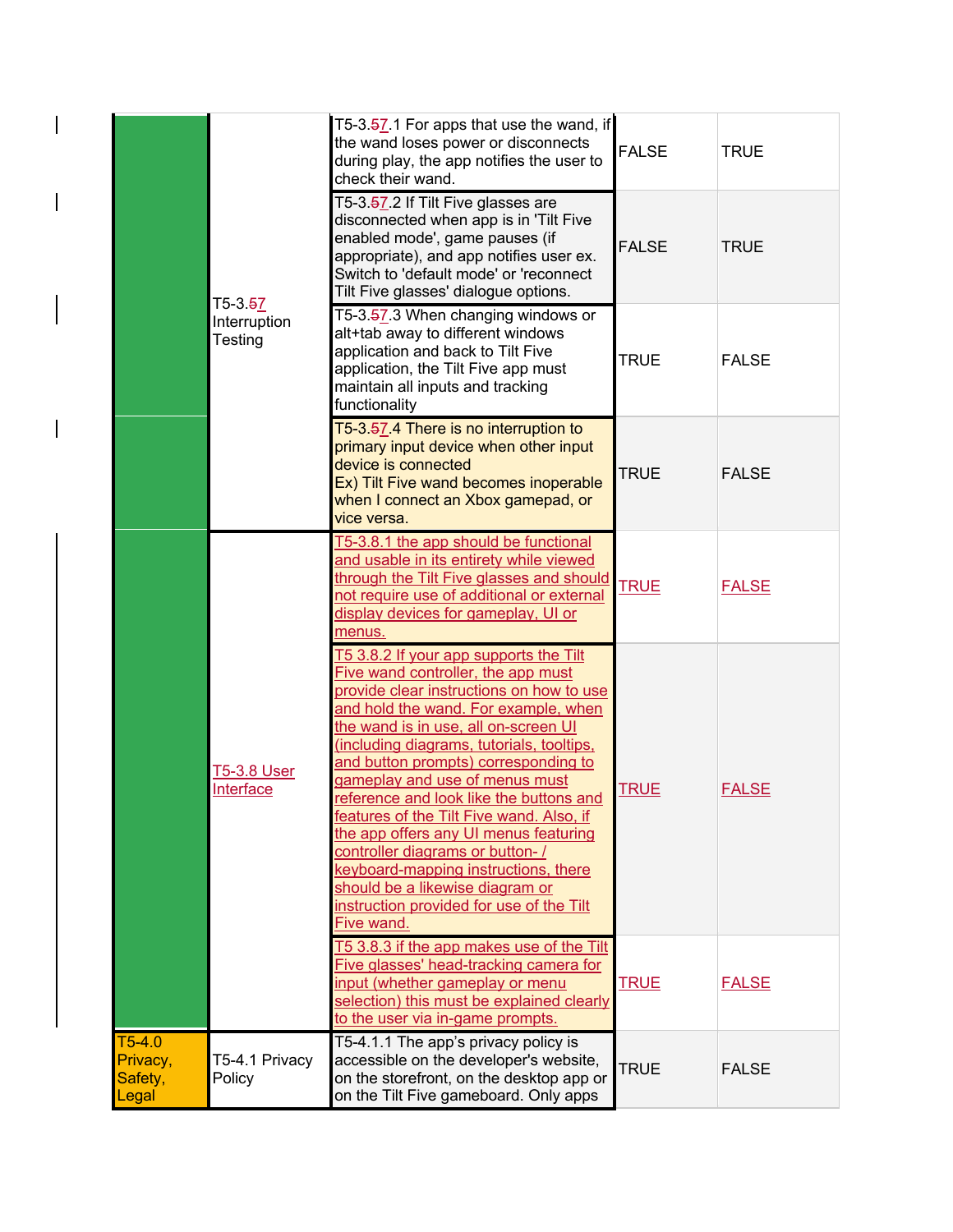|  |  |  |  |  |
|---|---|---|---|---|
|  | T5-3.57 Interruption Testing | T5-3.57.1 For apps that use the wand, if the wand loses power or disconnects during play, the app notifies the user to check their wand. | FALSE | TRUE |
|  |  | T5-3.57.2 If Tilt Five glasses are disconnected when app is in 'Tilt Five enabled mode', game pauses (if appropriate), and app notifies user ex. Switch to 'default mode' or 'reconnect Tilt Five glasses' dialogue options. | FALSE | TRUE |
|  |  | T5-3.57.3 When changing windows or alt+tab away to different windows application and back to Tilt Five application, the Tilt Five app must maintain all inputs and tracking functionality | TRUE | FALSE |
|  |  | T5-3.57.4 There is no interruption to primary input device when other input device is connected<br>Ex) Tilt Five wand becomes inoperable when I connect an Xbox gamepad, or vice versa. | TRUE | FALSE |
|  | T5-3.8 User Interface | T5-3.8.1 the app should be functional and usable in its entirety while viewed through the Tilt Five glasses and should not require use of additional or external display devices for gameplay, UI or menus. | TRUE | FALSE |
|  |  | T5 3.8.2 If your app supports the Tilt Five wand controller, the app must provide clear instructions on how to use and hold the wand. For example, when the wand is in use, all on-screen UI (including diagrams, tutorials, tooltips, and button prompts) corresponding to gameplay and use of menus must reference and look like the buttons and features of the Tilt Five wand. Also, if the app offers any UI menus featuring controller diagrams or button- / keyboard-mapping instructions, there should be a likewise diagram or instruction provided for use of the Tilt Five wand. | TRUE | FALSE |
|  |  | T5 3.8.3 if the app makes use of the Tilt Five glasses' head-tracking camera for input (whether gameplay or menu selection) this must be explained clearly to the user via in-game prompts. | TRUE | FALSE |
| T5-4.0 Privacy, Safety, Legal | T5-4.1 Privacy Policy | T5-4.1.1 The app's privacy policy is accessible on the developer's website, on the storefront, on the desktop app or on the Tilt Five gameboard. Only apps | TRUE | FALSE |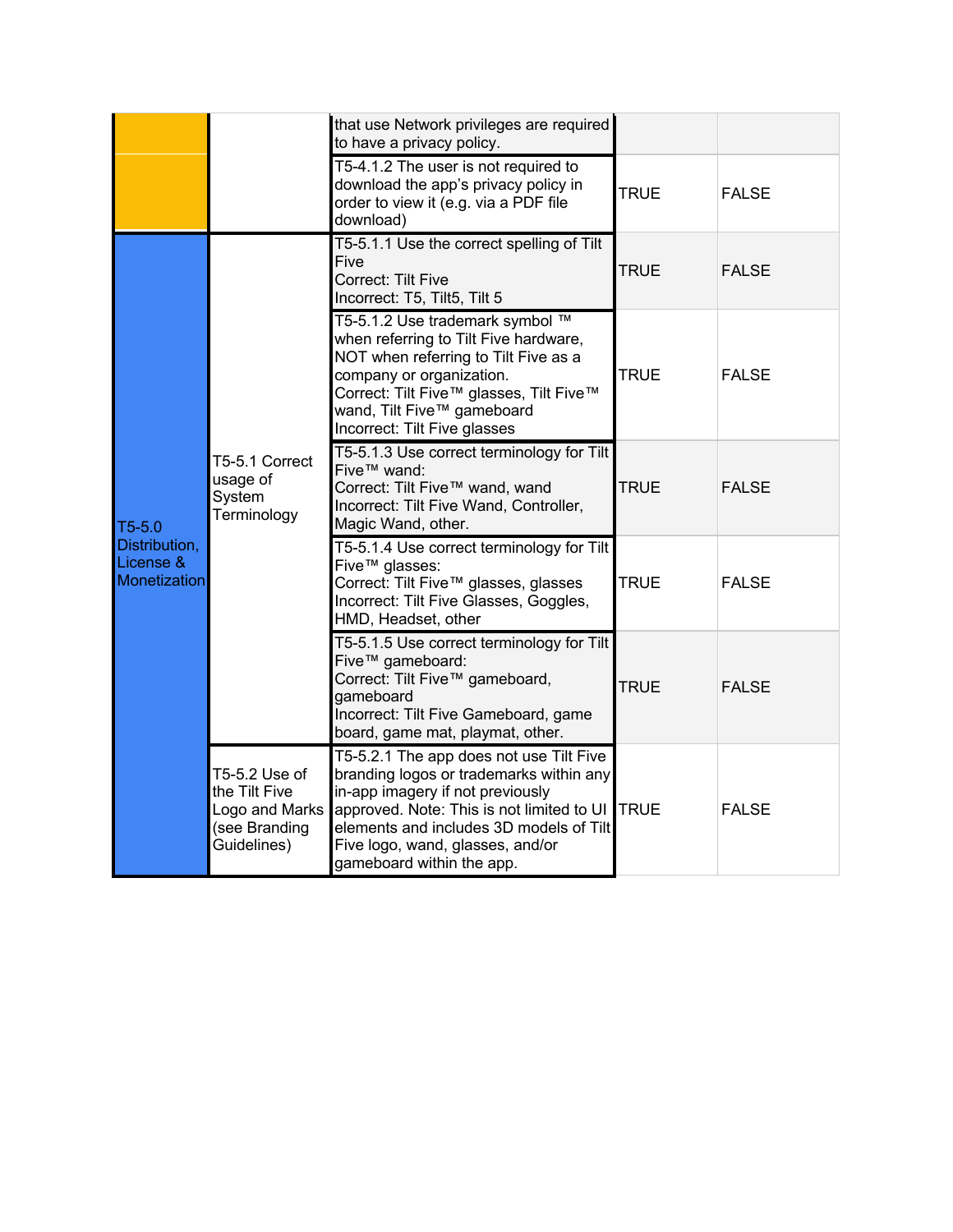| | | | | |
|---|---|---|---|---|
| | | that use Network privileges are required to have a privacy policy. | | |
| | | T5-4.1.2 The user is not required to download the app's privacy policy in order to view it (e.g. via a PDF file download) | TRUE | FALSE |
| T5-5.0 Distribution, License & Monetization | T5-5.1 Correct usage of System Terminology | T5-5.1.1 Use the correct spelling of Tilt Five<br>Correct: Tilt Five<br>Incorrect: T5, Tilt5, Tilt 5 | TRUE | FALSE |
| | | T5-5.1.2 Use trademark symbol ™ when referring to Tilt Five hardware, NOT when referring to Tilt Five as a company or organization.<br>Correct: Tilt Five™ glasses, Tilt Five™ wand, Tilt Five™ gameboard<br>Incorrect: Tilt Five glasses | TRUE | FALSE |
| | | T5-5.1.3 Use correct terminology for Tilt Five™ wand:<br>Correct: Tilt Five™ wand, wand<br>Incorrect: Tilt Five Wand, Controller, Magic Wand, other. | TRUE | FALSE |
| | | T5-5.1.4 Use correct terminology for Tilt Five™ glasses:<br>Correct: Tilt Five™ glasses, glasses<br>Incorrect: Tilt Five Glasses, Goggles, HMD, Headset, other | TRUE | FALSE |
| | | T5-5.1.5 Use correct terminology for Tilt Five™ gameboard:<br>Correct: Tilt Five™ gameboard, gameboard<br>Incorrect: Tilt Five Gameboard, game board, game mat, playmat, other. | TRUE | FALSE |
| | T5-5.2 Use of the Tilt Five Logo and Marks (see Branding Guidelines) | T5-5.2.1 The app does not use Tilt Five branding logos or trademarks within any in-app imagery if not previously approved. Note: This is not limited to UI elements and includes 3D models of Tilt Five logo, wand, glasses, and/or gameboard within the app. | TRUE | FALSE |